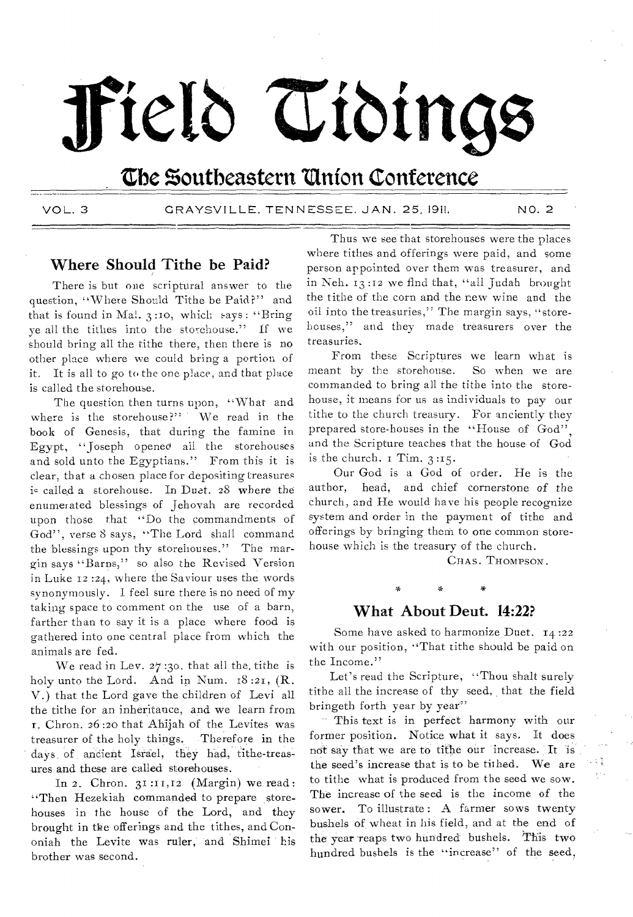# Field Tidings

## The Southeastern Union Conference

VOL. 3 GRAYSVILLE, TENNESSEE, JAN. 25, 1911. NO. 2

### Where Should Tithe be Paid?

There is but one scriptural answer to the question, "Where Should Tithe be Paid?" and that is found in Mal. 3:10, which says: "Bring ye all the tithes into the storehouse." If we should bring all the tithe there, then there is no other place where we could bring a portion of it. It is all to go to the one place, and that place is called the storehouse.

The question then turns upon, "What and where is the storehouse?" We read in the book of Genesis, that during the famine in Egypt, "Joseph opened all the storehouses and sold unto the Egyptians." From this it is clear, that a chosen place for depositing treasures is called a storehouse. In Duet. 28 where the enumerated blessings of Jehovah are recorded upon those that "Do the commandments of God", verse 8 says, "The Lord shall command the blessings upon thy storehouses." The margin says "Barns," so also the Revised Version in Luke 12:24, where the Saviour uses the words synonymously. I feel sure there is no need of my taking space to comment on the use of a barn, farther than to say it is a place where food is gathered into one central place from which the animals are fed.

We read in Lev. 27:30, that all the tithe is holy unto the Lord. And in Num. 18:21, (R. V.) that the Lord gave the children of Levi all the tithe for an inheritance, and we learn from 1. Chron. 26:20 that Ahijah of the Levites was treasurer of the holy things. Therefore in the days of ancient Israel, they had, tithe-treasures and these are called storehouses.

In 2. Chron. 31:11,12 (Margin) we read: "Then Hezekiah commanded to prepare storehouses in the house of the Lord, and they brought in the offerings and the tithes, and Cononiah the Levite was ruler, and Shimei his brother was second.

Thus we see that storehouses were the places where tithes and offerings were paid, and some person appointed over them was treasurer, and in Neh. 13:12 we find that, "all Judah brought the tithe of the corn and the new wine and the oil into the treasuries," The margin says, "storehouses," and they made treasurers over the treasuries.

From these Scriptures we learn what is meant by the storehouse. So when we are commanded to bring all the tithe into the storehouse, it means for us as individuals to pay our tithe to the church treasury. For anciently they prepared store-houses in the "House of God", and the Scripture teaches that the house of God is the church. 1 Tim. 3:15.

Our God is a God of order. He is the author, head, and chief cornerstone of the church, and He would have his people recognize system and order in the payment of tithe and offerings by bringing them to one common storehouse which is the treasury of the church.

CHAS. THOMPSON.

\* \* \*

### What About Deut. 14:22?

Some have asked to harmonize Duet. 14:22 with our position, "That tithe should be paid on the Income."

Let's read the Scripture, "Thou shalt surely tithe all the increase of thy seed, that the field bringeth forth year by year"

This text is in perfect harmony with our former position. Notice what it says. It does not say that we are to tithe our increase. It is the seed's increase that is to be tithed. We are to tithe what is produced from the seed we sow. The increase of the seed is the income of the sower. To illustrate: A farmer sows twenty bushels of wheat in his field, and at the end of the year reaps two hundred bushels. This two hundred bushels is the "increase" of the seed,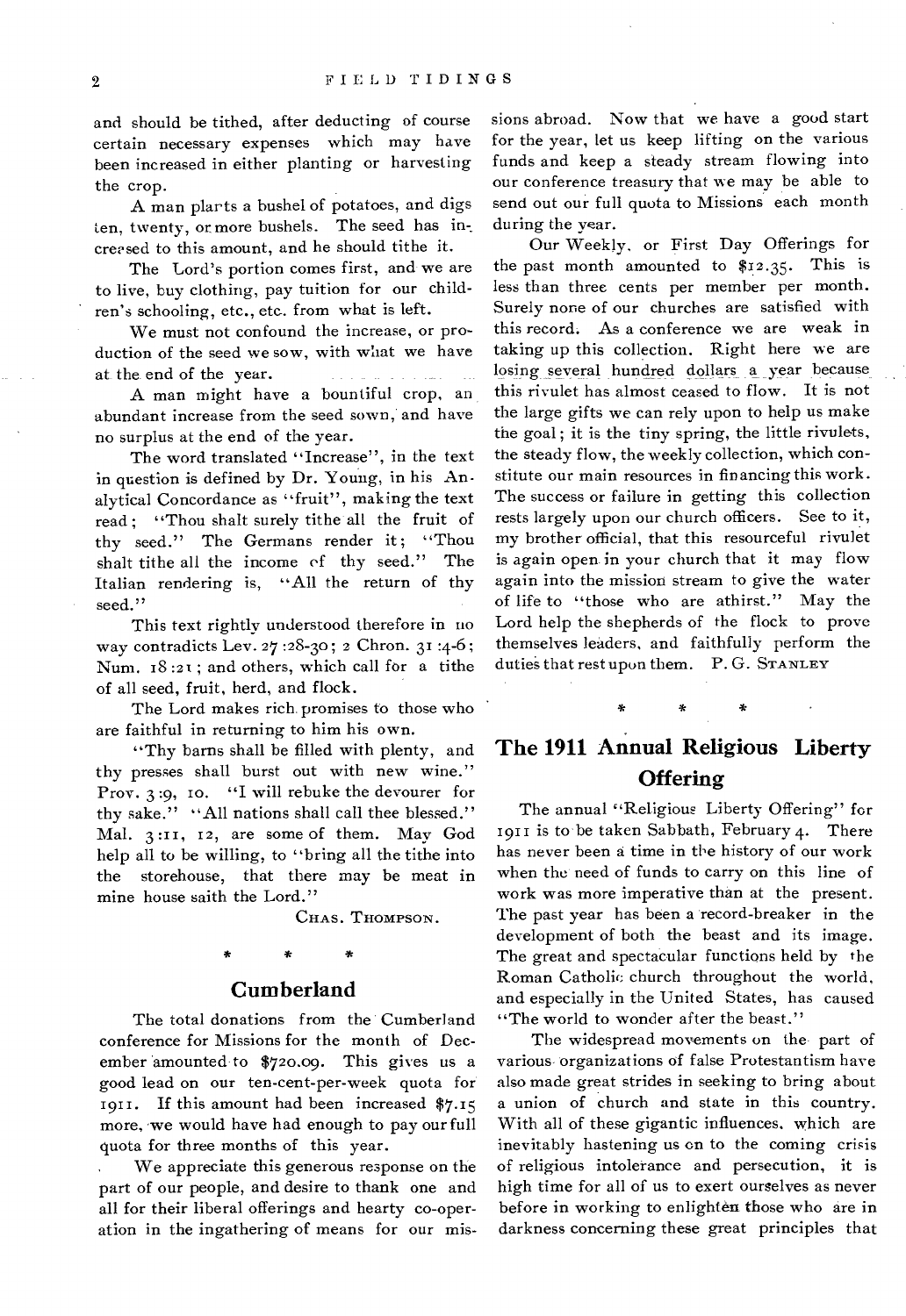and should be tithed, after deducting of course certain necessary expenses which may have been increased in either planting or harvesting the crop.

A man plants a bushel of potatoes, and digs ten, twenty, or more bushels. The seed has increased to this amount, and he should tithe it.

The Lord's portion comes first, and we are to live, buy clothing, pay tuition for our children's schooling, etc., etc. from what is left.

We must not confound the increase, or production of the seed we sow, with what we have at the end of the year.

A man might have a bountiful crop, an abundant increase from the seed sown, and have no surplus at the end of the year.

The word translated "Increase", in the text in question is defined by Dr. Young, in his Analytical Concordance as "fruit", making the text read; "Thou shalt surely tithe all the fruit of thy seed." The Germans render it; "Thou shalt tithe all the income of thy seed." The Italian rendering is, "All the return of thy seed."

This text rightly understood therefore in no way contradicts Lev. 27:28-30; 2 Chron. 31:4-6; Num. 18:21; and others, which call for a tithe of all seed, fruit, herd, and flock.

The Lord makes rich promises to those who are faithful in returning to him his own.

"Thy barns shall be filled with plenty, and thy presses shall burst out with new wine." Prov. 3:9, 10. "I will rebuke the devourer for thy sake." "All nations shall call thee blessed." Mal. 3:11, 12, are some of them. May God help all to be willing, to "bring all the tithe into the storehouse, that there may be meat in mine house saith the Lord."

CHAS. THOMPSON.

\* \* \*

## Cumberland

The total donations from the Cumberland conference for Missions for the month of December amounted to $720.09. This gives us a good lead on our ten-cent-per-week quota for 1911. If this amount had been increased $7.15 more, we would have had enough to pay our full quota for three months of this year.

We appreciate this generous response on the part of our people, and desire to thank one and all for their liberal offerings and hearty co-operation in the ingathering of means for our missions abroad. Now that we have a good start for the year, let us keep lifting on the various funds and keep a steady stream flowing into our conference treasury that we may be able to send out our full quota to Missions each month during the year.

Our Weekly, or First Day Offerings for the past month amounted to $12.35. This is less than three cents per member per month. Surely none of our churches are satisfied with this record. As a conference we are weak in taking up this collection. Right here we are losing several hundred dollars a year because this rivulet has almost ceased to flow. It is not the large gifts we can rely upon to help us make the goal; it is the tiny spring, the little rivulets, the steady flow, the weekly collection, which constitute our main resources in financing this work. The success or failure in getting this collection rests largely upon our church officers. See to it, my brother official, that this resourceful rivulet is again open in your church that it may flow again into the mission stream to give the water of life to "those who are athirst." May the Lord help the shepherds of the flock to prove themselves leaders, and faithfully perform the duties that rest upon them. P. G. STANLEY

\* \* \*

## The 1911 Annual Religious Liberty Offering

The annual "Religious Liberty Offering" for 1911 is to be taken Sabbath, February 4. There has never been a time in the history of our work when the need of funds to carry on this line of work was more imperative than at the present. The past year has been a record-breaker in the development of both the beast and its image. The great and spectacular functions held by the Roman Catholic church throughout the world, and especially in the United States, has caused "The world to wonder after the beast."

The widespread movements on the part of various organizations of false Protestantism have also made great strides in seeking to bring about a union of church and state in this country. With all of these gigantic influences, which are inevitably hastening us on to the coming crisis of religious intolerance and persecution, it is high time for all of us to exert ourselves as never before in working to enlighten those who are in darkness concerning these great principles that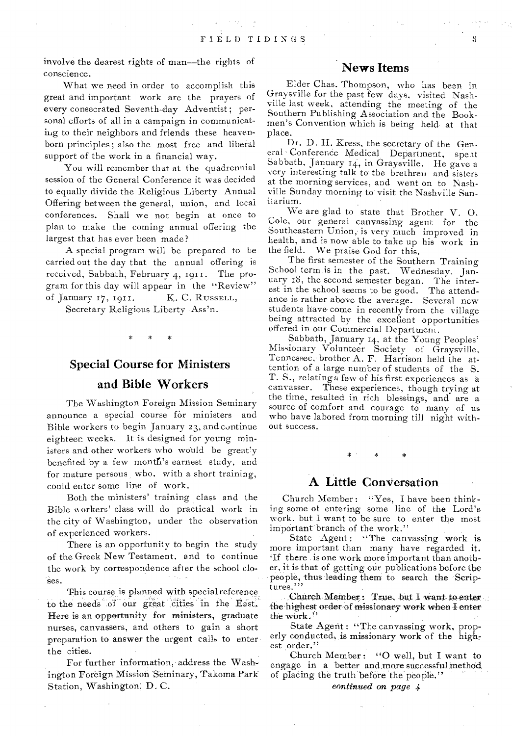involve the dearest rights of man—the rights of conscience.

What we need in order to accomplish this great and important work are the prayers of every consecrated Seventh-day Adventist; personal efforts of all in a campaign in communicating to their neighbors and friends these heaven-born principles; also the most free and liberal support of the work in a financial way.

You will remember that at the quadrennial session of the General Conference it was decided to equally divide the Religious Liberty Annual Offering between the general, union, and local conferences. Shall we not begin at once to plan to make the coming annual offering the largest that has ever been made?

A special program will be prepared to be carried out the day that the annual offering is received, Sabbath, February 4, 1911. The program for this day will appear in the "Review" of January 17, 1911. K. C. RUSSELL,

Secretary Religious Liberty Ass'n.

\* \* \*

## Special Course for Ministers and Bible Workers

The Washington Foreign Mission Seminary announce a special course for ministers and Bible workers to begin January 23, and continue eighteen weeks. It is designed for young ministers and other workers who would be greatly benefited by a few month's earnest study, and for mature persons who, with a short training, could enter some line of work.

Both the ministers' training class and the Bible workers' class will do practical work in the city of Washington, under the observation of experienced workers.

There is an opportunity to begin the study of the Greek New Testament, and to continue the work by correspondence after the school closes.

This course is planned with special reference to the needs of our great cities in the East. Here is an opportunity for ministers, graduate nurses, canvassers, and others to gain a short preparation to answer the urgent calls to enter the cities.

For further information, address the Washington Foreign Mission Seminary, Takoma Park Station, Washington, D. C.

## News Items

Elder Chas. Thompson, who has been in Graysville for the past few days, visited Nashville last week, attending the meeting of the Southern Publishing Association and the Bookmen's Convention which is being held at that place.

Dr. D. H. Kress, the secretary of the General Conference Medical Department, spent Sabbath, January 14, in Graysville. He gave a very interesting talk to the brethren and sisters at the morning services, and went on to Nashville Sunday morning to visit the Nashville Sanitarium.

We are glad to state that Brother V. O. Cole, our general canvassing agent for the Southeastern Union, is very much improved in health, and is now able to take up his work in the field. We praise God for this.

The first semester of the Southern Training School term is in the past. Wednesday, January 18, the second semester began. The interest in the school seems to be good. The attendance is rather above the average. Several new students have come in recently from the village being attracted by the excellent opportunities offered in our Commercial Department.

Sabbath, January 14, at the Young Peoples' Missionary Volunteer Society of Graysville, Tennessee, brother A. F. Harrison held the attention of a large number of students of the S. T. S., relating a few of his first experiences as a canvasser. These experiences, though trying at the time, resulted in rich blessings, and are a source of comfort and courage to many of us who have labored from morning till night without success.

\* \* \*

## A Little Conversation

Church Member: "Yes, I have been thinking some of entering some line of the Lord's work, but I want to be sure to enter the most important branch of the work."

State Agent: "The canvassing work is more important than many have regarded it. 'If there is one work more important than another, it is that of getting our publications before the people, thus leading them to search the Scriptures.'"

Church Member: True, but I want to enter the highest order of missionary work when I enter the work."

State Agent: "The canvassing work, properly conducted, is missionary work of the highest order."

Church Member: "O well, but I want to engage in a better and more successful method of placing the truth before the people."

*continued on page 4*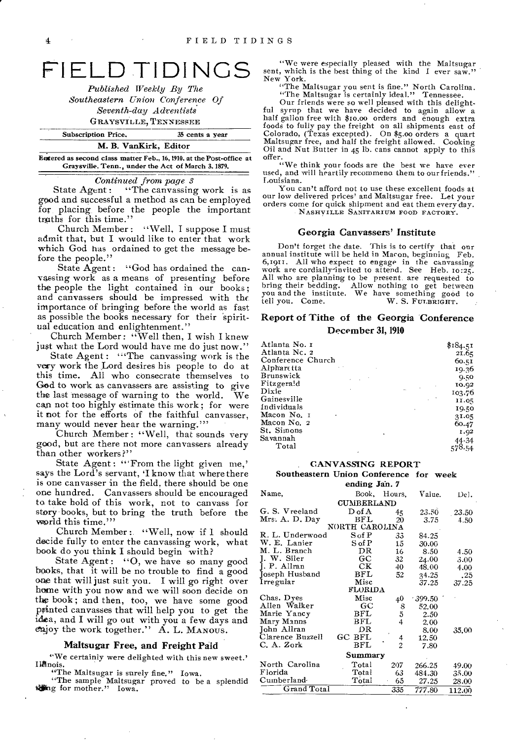# FIELD TIDINGS

*Published Weekly By The*
*Southeastern Union Conference Of*
*Seventh-day Adventists*
GRAYSVILLE, TENNESSEE

Subscription Price. 35 cents a year

M. B. VanKirk, Editor

Entered as second class matter Feb., 16, 1910. at the Post-office at Graysville, Tenn., under the Act of March 3, 1879.

*Continued from page 3*

State Agent: "The canvassing work is as good and successful a method as can be employed for placing before the people the important truths for this time."

Church Member: "Well, I suppose I must admit that, but I would like to enter that work which God has ordained to get the message before the people."

State Agent: "God has ordained the canvassing work as a means of presenting before the people the light contained in our books; and canvassers should be impressed with the importance of bringing before the world as fast as possible the books necessary for their spiritual education and enlightenment."

Church Member: "Well then, I wish I knew just what the Lord would have me do just now."

State Agent: "'The canvassing work is the very work the Lord desires his people to do at this time. All who consecrate themselves to God to work as canvassers are assisting to give the last message of warning to the world. We can not too highly estimate this work; for were it not for the efforts of the faithful canvasser, many would never hear the warning.'"

Church Member: "Well, that sounds very good, but are there not more canvassers already than other workers?"

State Agent: "'From the light given me,' says the Lord's servant, 'I know that where there is one canvasser in the field, there should be one one hundred. Canvassers should be encouraged to take hold of this work, not to canvass for story books, but to bring the truth before the world this time.'"

Church Member: "Well, now if I should decide fully to enter the canvassing work, what book do you think I should begin with?

State Agent: "O, we have so many good books, that it will be no trouble to find a good one that will just suit you. I will go right over home with you now and we will soon decide on the book; and then, too, we have some good printed canvasses that will help you to get the idea, and I will go out with you a few days and enjoy the work together." A. L. MANOUS.

## Maltsugar Free, and Freight Paid

"We certainly were delighted with this new sweet.' Illinois.

"The Maltsugar is surely fine." Iowa.

"The sample Maltsugar proved to be a splendid thing for mother." Iowa.

"We were especially pleased with the Maltsugar sent, which is the best thing of the kind I ever saw." New York.

"The Maltsugar you sent is fine." North Carolina.

"The Maltsugar is certainly ideal." Tennessee.

Our friends were so well pleased with this delightful syrup that we have decided to again allow a half gallon free with $10.00 orders and enough extra foods to fully pay the freight on all shipments east of Colorado, (Texas excepted). On $5.00 orders a quart Maltsugar free, and half the freight allowed. Cooking Oil and Nut Butter in 45 lb. cans cannot apply to this offer.

"We think your foods are the best we have ever used, and will heartily recommena them to our friends." Louisiana.

You can't afford not to use these excellent foods at our low delivered prices' and Maltsugar free. Let your orders come for quick shipment and eat them every day.

NASHVILLE SANITARIUM FOOD FACTORY.

## Georgia Canvassers' Institute

Don't forget the date. This is to certify that our annual institute will be held in Macon, beginning Feb. 6,1911. All who expect to engage in the canvassing work are cordially invited to attend. See Heb. 10:25. All who are planning to be present are requested to bring their bedding. Allow nothing to get between you and the institute. We have something good to tell you. Come. W. S. FULBRIGHT.

## Report of Tithe of the Georgia Conference December 31, 1910

| | |
|---|---|
| Atlanta No. 1 | $184.51 |
| Atlanta No. 2 | 21.65 |
| Conference Church | 60.51 |
| Alpharetta | 19.36 |
| Brunswick | 9.50 |
| Fitzgerald | 10.92 |
| Dixie | 103.76 |
| Gainesville | 11.05 |
| Individuals | 19.50 |
| Macon No. 1 | 31.05 |
| Macon No. 2 | 60.47 |
| St. Simons | 1.92 |
| Savannah | 44.34 |
| Total | 578.54 |

## CANVASSING REPORT

### Southeastern Union Conference for week ending Jan. 7

| Name, | Book, | Hours, | Value. | Del. |
|---|---|---|---|---|
| | CUMBERLAND | | | |
| G. S. Vreeland | D of A | 45 | 23.50 | 23.50 |
| Mrs. A. D. Day | BFL | 20 | 3.75 | 4.50 |
| | NORTH CAROLINA | | | |
| R. L. Underwood | S of P | 33 | 84.25 | |
| W. E. Lanier | S of P | 15 | 30.00 | |
| M. L. Branch | DR | 16 | 8.50 | 4.50 |
| J. W. Siler | GC | 32 | 24.00 | 3.00 |
| J. P. Allran | CK | 40 | 48.00 | 4.00 |
| Joseph Husband | BFL | 52 | 34.25 | .25 |
| Irregular | Misc | | 37.25 | 37.25 |
| | FLORIDA | | | |
| Chas. Dyes | Misc | 40 | 399.50 | |
| Allen Walker | GC | 8 | 52.00 | |
| Marie Yancy | BFL | 5 | 2.50 | |
| Mary Manns | BFL | 4 | 2.00 | |
| John Allran | DR | | 8.00 | 35.00 |
| Clarence Buzzell | GC BFL | 4 | 12.50 | |
| C. A. Zork | BFL | 2 | 7.80 | |
| | Summary | | | |
| North Carolina | Total | 207 | 266.25 | 49.00 |
| Florida | Total | 63 | 484.30 | 35.00 |
| Cumberland | Total | 65 | 27.25 | 28.00 |
| Grand Total | | 335 | 777.80 | 112.00 |